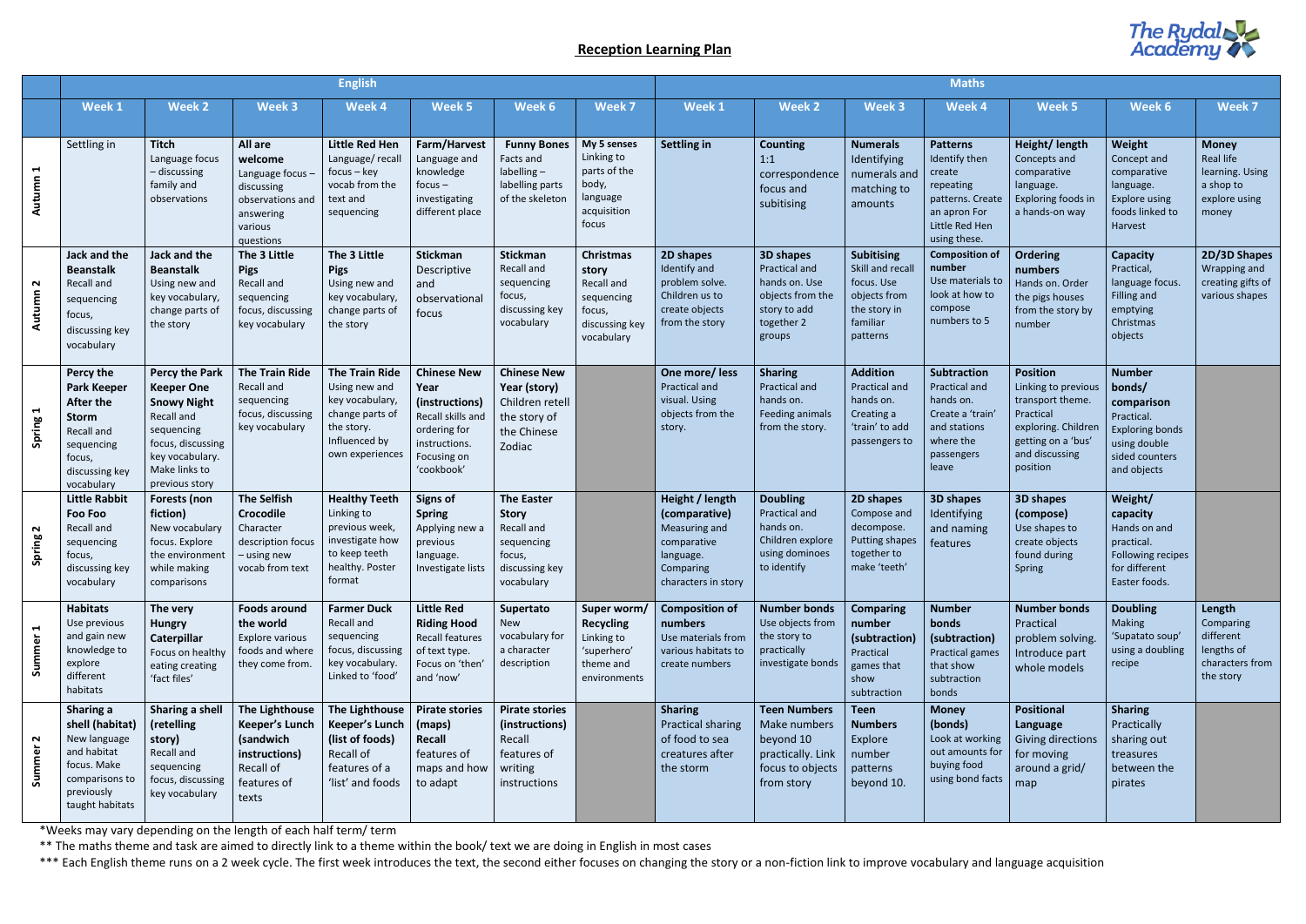## Reception Learning Plan

| | English | | | | | | | Maths | | | | | | |
|---|---|---|---|---|---|---|---|---|---|---|---|---|---|---|
| | Week 1 | Week 2 | Week 3 | Week 4 | Week 5 | Week 6 | Week 7 | Week 1 | Week 2 | Week 3 | Week 4 | Week 5 | Week 6 | Week 7 |
| Autumn 1 | Settling in | **Titch** Language focus – discussing family and observations | **All are welcome** Language focus – discussing observations and answering various questions | **Little Red Hen** Language/ recall focus – key vocab from the text and sequencing | **Farm/Harvest** Language and knowledge focus – investigating different place | **Funny Bones** Facts and labelling – labelling parts of the skeleton | **My 5 senses** Linking to parts of the body, language acquisition focus | **Settling in** | **Counting** 1:1 correspondence focus and subitising | **Numerals** Identifying numerals and matching to amounts | **Patterns** Identify then create repeating patterns. Create an apron For Little Red Hen using these. | **Height/ length** Concepts and comparative language. Exploring foods in a hands-on way | **Weight** Concept and comparative language. Explore using foods linked to Harvest | **Money** Real life learning. Using a shop to explore using money |
| Autumn 2 | **Jack and the Beanstalk** Recall and sequencing focus, discussing key vocabulary | **Jack and the Beanstalk** Using new and key vocabulary, change parts of the story | **The 3 Little Pigs** Recall and sequencing focus, discussing key vocabulary | **The 3 Little Pigs** Using new and key vocabulary, change parts of the story | **Stickman** Descriptive and observational focus | **Stickman** Recall and sequencing focus, discussing key vocabulary | **Christmas story** Recall and sequencing focus, discussing key vocabulary | **2D shapes** Identify and problem solve. Children us to create objects from the story | **3D shapes** Practical and hands on. Use objects from the story to add together 2 groups | **Subitising** Skill and recall focus. Use objects from the story in familiar patterns | **Composition of number** Use materials to look at how to compose numbers to 5 | **Ordering numbers** Hands on. Order the pigs houses from the story by number | **Capacity** Practical, language focus. Filling and emptying Christmas objects | **2D/3D Shapes** Wrapping and creating gifts of various shapes |
| Spring 1 | **Percy the Park Keeper After the Storm** Recall and sequencing focus, discussing key vocabulary | **Percy the Park Keeper One Snowy Night** Recall and sequencing focus, discussing key vocabulary. Make links to previous story | **The Train Ride** Recall and sequencing focus, discussing key vocabulary | **The Train Ride** Using new and key vocabulary, change parts of the story. Influenced by own experiences | **Chinese New Year (instructions)** Recall skills and ordering for instructions. Focusing on 'cookbook' | **Chinese New Year (story)** Children retell the story of the Chinese Zodiac | | **One more/ less** Practical and visual. Using objects from the story. | **Sharing** Practical and hands on. Feeding animals from the story. | **Addition** Practical and hands on. Creating a 'train' to add passengers to | **Subtraction** Practical and hands on. Create a 'train' and stations where the passengers leave | **Position** Linking to previous transport theme. Practical exploring. Children getting on a 'bus' and discussing position | **Number bonds/ comparison** Practical. Exploring bonds using double sided counters and objects | |
| Spring 2 | **Little Rabbit Foo Foo** Recall and sequencing focus, discussing key vocabulary | **Forests (non fiction)** New vocabulary focus. Explore the environment while making comparisons | **The Selfish Crocodile** Character description focus – using new vocab from text | **Healthy Teeth** Linking to previous week, investigate how to keep teeth healthy. Poster format | **Signs of Spring** Applying new a previous language. Investigate lists | **The Easter Story** Recall and sequencing focus, discussing key vocabulary | | **Height / length (comparative)** Measuring and comparative language. Comparing characters in story | **Doubling** Practical and hands on. Children explore using dominoes to identify | **2D shapes** Compose and decompose. Putting shapes together to make 'teeth' | **3D shapes** Identifying and naming features | **3D shapes (compose)** Use shapes to create objects found during Spring | **Weight/ capacity** Hands on and practical. Following recipes for different Easter foods. | |
| Summer 1 | **Habitats** Use previous and gain new knowledge to explore different habitats | **The very Hungry Caterpillar** Focus on healthy eating creating 'fact files' | **Foods around the world** Explore various foods and where they come from. | **Farmer Duck** Recall and sequencing focus, discussing key vocabulary. Linked to 'food' | **Little Red Riding Hood** Recall features of text type. Focus on 'then' and 'now' | **Supertato** New vocabulary for a character description | **Super worm/ Recycling** Linking to 'superhero' theme and environments | **Composition of numbers** Use materials from various habitats to create numbers | **Number bonds** Use objects from the story to practically investigate bonds | **Comparing number (subtraction)** Practical games that show subtraction | **Number bonds (subtraction)** Practical games that show subtraction bonds | **Number bonds** Practical problem solving. Introduce part whole models | **Doubling** Making 'Supatato soup' using a doubling recipe | **Length** Comparing different lengths of characters from the story |
| Summer 2 | **Sharing a shell (habitat)** New language and habitat focus. Make comparisons to previously taught habitats | **Sharing a shell (retelling story)** Recall and sequencing focus, discussing key vocabulary | **The Lighthouse Keeper's Lunch (sandwich instructions)** Recall of features of texts | **The Lighthouse Keeper's Lunch (list of foods)** Recall of features of a 'list' and foods | **Pirate stories (maps)** **Recall** features of maps and how to adapt | **Pirate stories (instructions)** Recall features of writing instructions | | **Sharing** Practical sharing of food to sea creatures after the storm | **Teen Numbers** Make numbers beyond 10 practically. Link focus to objects from story | **Teen Numbers** Explore number patterns beyond 10. | **Money (bonds)** Look at working out amounts for buying food using bond facts | **Positional Language** Giving directions for moving around a grid/ map | **Sharing** Practically sharing out treasures between the pirates | |

*Weeks may vary depending on the length of each half term/ term

** The maths theme and task are aimed to directly link to a theme within the book/ text we are doing in English in most cases

*** Each English theme runs on a 2 week cycle. The first week introduces the text, the second either focuses on changing the story or a non-fiction link to improve vocabulary and language acquisition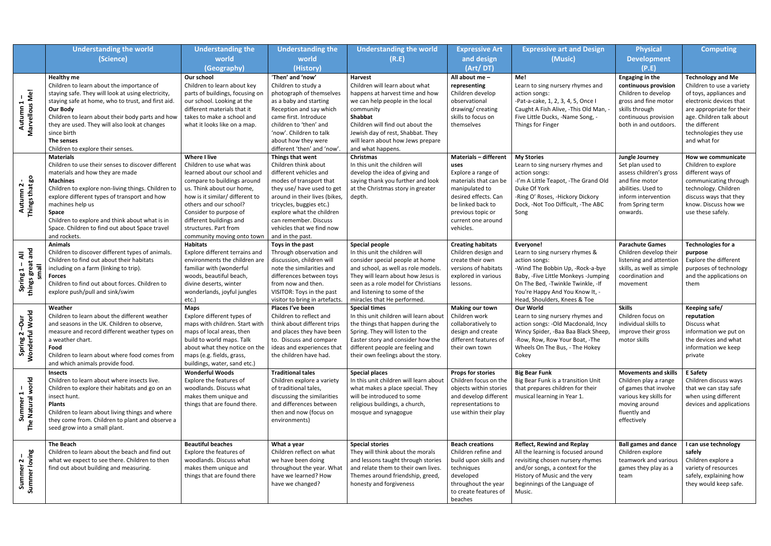| | Understanding the world (Science) | Understanding the world (Geography) | Understanding the world (History) | Understanding the world (R.E) | Expressive Art and design (Art/ DT) | Expressive art and Design (Music) | Physical Development (P.E) | Computing |
|---|---|---|---|---|---|---|---|---|
| Autumn 1 – Marvellous Me! | **Healthy me** Children to learn about the importance of staying safe. They will look at using electricity, staying safe at home, who to trust, and first aid. **Our Body** Children to learn about their body parts and how they are used. They will also look at changes since birth **The senses** Children to explore their senses. | **Our school** Children to learn about key parts of buildings, focusing on our school. Looking at the different materials that it takes to make a school and what it looks like on a map. | **'Then' and 'now'** Children to study a photograph of themselves as a baby and starting Reception and say which came first. Introduce children to 'then' and 'now'. Children to talk about how they were different 'then' and 'now'. | **Harvest** Children will learn about what happens at harvest time and how we can help people in the local community **Shabbat** Children will find out about the Jewish day of rest, Shabbat. They will learn about how Jews prepare and what happens. | **All about me – representing** Children develop observational drawing/ creating skills to focus on themselves | **Me!** Learn to sing nursery rhymes and action songs: -Pat-a-cake, 1, 2, 3, 4, 5, Once I Caught A Fish Alive, -This Old Man, -Five Little Ducks, -Name Song, -Things for Finger | **Engaging in the continuous provision** Children to develop gross and fine motor skills through continuous provision both in and outdoors. | **Technology and Me** Children to use a variety of toys, appliances and electronic devices that are appropriate for their age. Children talk about the different technologies they use and what for |
| Autumn 2 - Things that go | **Materials** Children to use their senses to discover different materials and how they are made **Machines** Children to explore non-living things. Children to explore different types of transport and how machines help us **Space** Children to explore and think about what is in Space. Children to find out about Space travel and rockets. | **Where I live** Children to use what was learned about our school and compare to buildings around us. Think about our home, how is it similar/ different to others and our school? Consider to purpose of different buildings and structures. Part from community moving onto town | **Things that went** Children think about different vehicles and modes of transport that they use/ have used to get around in their lives (bikes, tricycles, buggies etc.) explore what the children can remember. Discuss vehicles that we find now and in the past. | **Christmas** In this unit the children will develop the idea of giving and saying thank you further and look at the Christmas story in greater depth. | **Materials – different uses** Explore a range of materials that can be manipulated to desired effects. Can be linked back to previous topic or current one around vehicles. | **My Stories** Learn to sing nursery rhymes and action songs: -I'm A Little Teapot, -The Grand Old Duke Of York -Ring O' Roses, -Hickory Dickory Dock, -Not Too Difficult, -The ABC Song | **Jungle Journey** Set plan used to assess children's gross and fine motor abilities. Used to inform intervention from Spring term onwards. | **How we communicate** Children to explore different ways of communicating through technology. Children discuss ways that they know. Discuss how we use these safely. |
| Spring 1 – All things great and small | **Animals** Children to discover different types of animals. Children to find out about their habitats including on a farm (linking to trip). **Forces** Children to find out about forces. Children to explore push/pull and sink/swim | **Habitats** Explore different terrains and environments the children are familiar with (wonderful woods, beautiful beach, divine deserts, winter wonderlands, joyful jungles etc.) | **Toys in the past** Through observation and discussion, children will note the similarities and differences between toys from now and then. VISITOR: Toys in the past visitor to bring in artefacts. | **Special people** In this unit the children will consider special people at home and school, as well as role models. They will learn about how Jesus is seen as a role model for Christians and listening to some of the miracles that He performed. | **Creating habitats** Children design and create their own versions of habitats explored in various lessons. | **Everyone!** Learn to sing nursery rhymes & action songs: -Wind The Bobbin Up, -Rock-a-bye Baby, -Five Little Monkeys -Jumping On The Bed, -Twinkle Twinkle, -If You're Happy And You Know It, -Head, Shoulders, Knees & Toe | **Parachute Games** Children develop their listening and attention skills, as well as simple coordination and movement | **Technologies for a purpose** Explore the different purposes of technology and the applications on them |
| Spring 2 –Our Wonderful World | **Weather** Children to learn about the different weather and seasons in the UK. Children to observe, measure and record different weather types on a weather chart. **Food** Children to learn about where food comes from and which animals provide food. | **Maps** Explore different types of maps with children. Start with maps of local areas, then build to world maps. Talk about what they notice on the maps (e.g. fields, grass, buildings, water, sand etc.) | **Places I've been** Children to reflect and think about different trips and places they have been to. Discuss and compare ideas and experiences that the children have had. | **Special times** In this unit children will learn about the things that happen during the Spring. They will listen to the Easter story and consider how the different people are feeling and their own feelings about the story. | **Making our town** Children work collaboratively to design and create different features of their own town | **Our World** Learn to sing nursery rhymes and action songs: -Old Macdonald, Incy Wincy Spider, -Baa Baa Black Sheep, -Row, Row, Row Your Boat, -The Wheels On The Bus, - The Hokey Cokey | **Skills** Children focus on individual skills to improve their gross motor skills | **Keeping safe/ reputation** Discuss what information we put on the devices and what information we keep private |
| Summer 1 – The Natural world | **Insects** Children to learn about where insects live. Children to explore their habitats and go on an insect hunt. **Plants** Children to learn about living things and where they come from. Children to plant and observe a seed grow into a small plant. | **Wonderful Woods** Explore the features of woodlands. Discuss what makes them unique and things that are found there. | **Traditional tales** Children explore a variety of traditional tales, discussing the similarities and differences between then and now (focus on environments) | **Special places** In this unit children will learn about what makes a place special. They will be introduced to some religious buildings, a church, mosque and synagogue | **Props for stories** Children focus on the objects within stories and develop different representations to use within their play | **Big Bear Funk** Big Bear Funk is a transition Unit that prepares children for their musical learning in Year 1. | **Movements and skills** Children play a range of games that involve various key skills for moving around fluently and effectively | **E Safety** Children discuss ways that we can stay safe when using different devices and applications |
| Summer 2 – Summer loving | **The Beach** Children to learn about the beach and find out what we expect to see there. Children to then find out about building and measuring. | **Beautiful beaches** Explore the features of woodlands. Discuss what makes them unique and things that are found there | **What a year** Children reflect on what we have been doing throughout the year. What have we learned? How have we changed? | **Special stories** They will think about the morals and lessons taught through stories and relate them to their own lives. Themes around friendship, greed, honesty and forgiveness | **Beach creations** Children refine and build upon skills and techniques developed throughout the year to create features of beaches | **Reflect, Rewind and Replay** All the learning is focused around revisiting chosen nursery rhymes and/or songs, a context for the History of Music and the very beginnings of the Language of Music. | **Ball games and dance** Children explore teamwork and various games they play as a team | **I can use technology safely** Children explore a variety of resources safely, explaining how they would keep safe. |